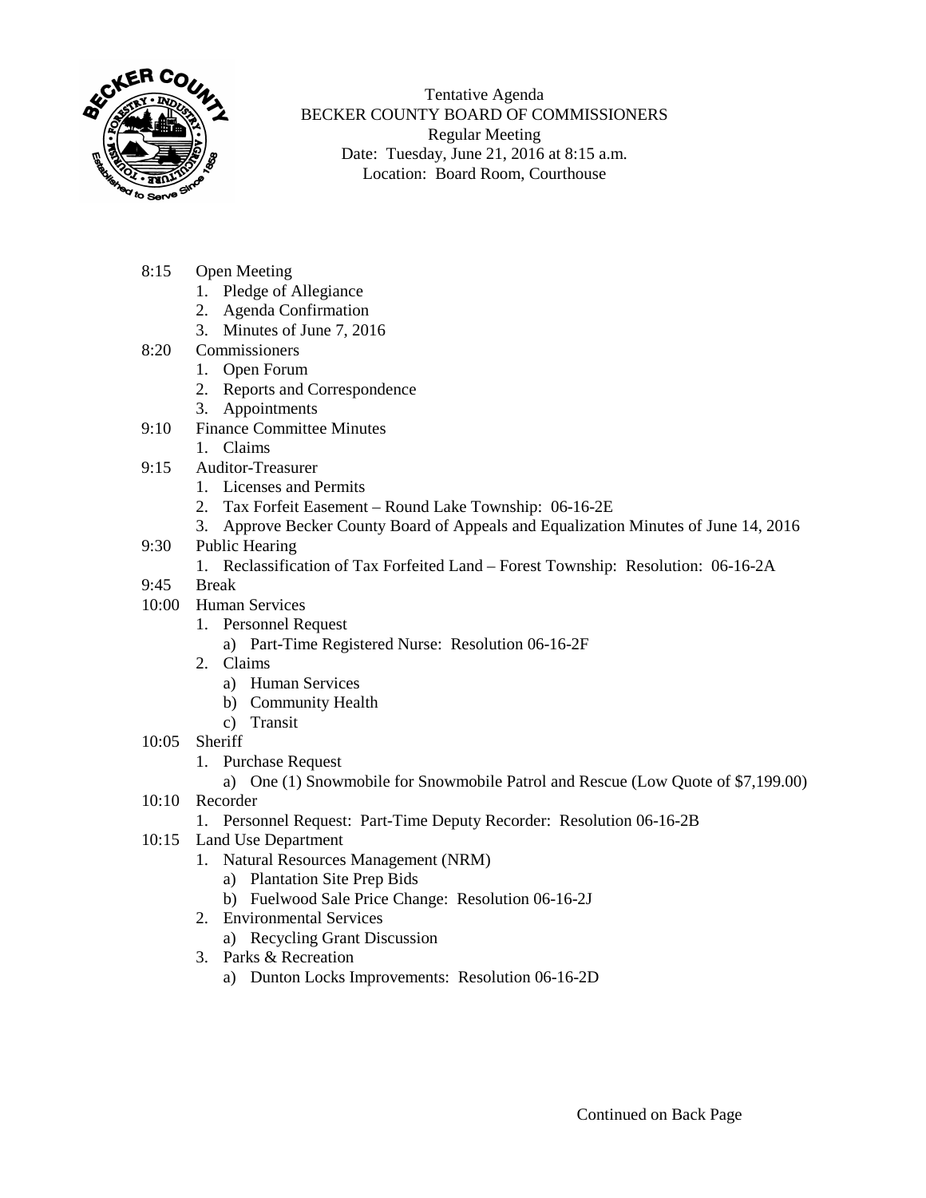Tentative Agenda
BECKER COUNTY BOARD OF COMMISSIONERS
Regular Meeting
Date: Tuesday, June 21, 2016 at 8:15 a.m.
Location: Board Room, Courthouse

8:15 Open Meeting
1. Pledge of Allegiance
2. Agenda Confirmation
3. Minutes of June 7, 2016

8:20 Commissioners
1. Open Forum
2. Reports and Correspondence
3. Appointments

9:10 Finance Committee Minutes
1. Claims

9:15 Auditor-Treasurer
1. Licenses and Permits
2. Tax Forfeit Easement – Round Lake Township: 06-16-2E
3. Approve Becker County Board of Appeals and Equalization Minutes of June 14, 2016

9:30 Public Hearing
1. Reclassification of Tax Forfeited Land – Forest Township: Resolution: 06-16-2A

9:45 Break

10:00 Human Services
1. Personnel Request
   a) Part-Time Registered Nurse: Resolution 06-16-2F
2. Claims
   a) Human Services
   b) Community Health
   c) Transit

10:05 Sheriff
1. Purchase Request
   a) One (1) Snowmobile for Snowmobile Patrol and Rescue (Low Quote of $7,199.00)

10:10 Recorder
1. Personnel Request: Part-Time Deputy Recorder: Resolution 06-16-2B

10:15 Land Use Department
1. Natural Resources Management (NRM)
   a) Plantation Site Prep Bids
   b) Fuelwood Sale Price Change: Resolution 06-16-2J
2. Environmental Services
   a) Recycling Grant Discussion
3. Parks & Recreation
   a) Dunton Locks Improvements: Resolution 06-16-2D

Continued on Back Page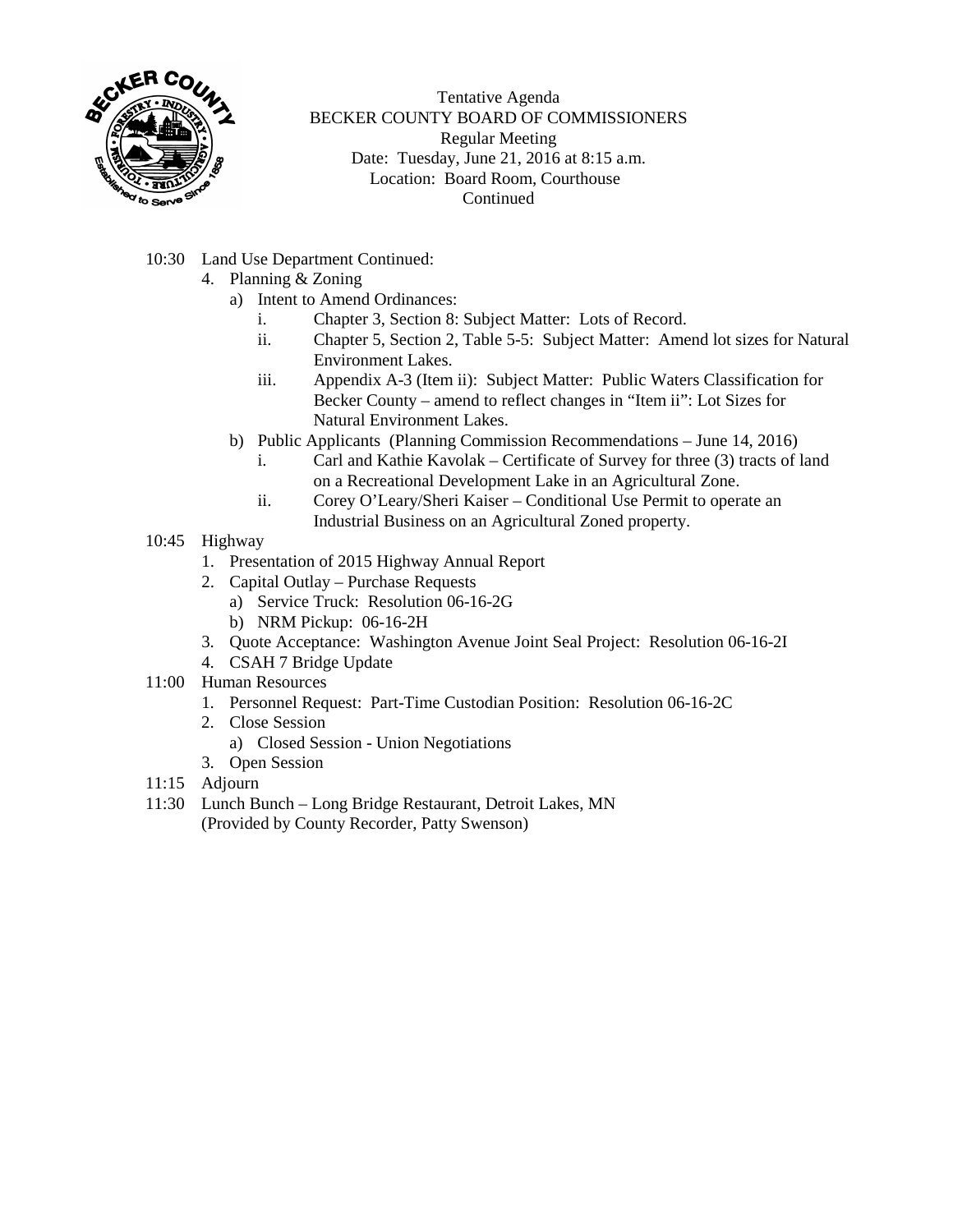Tentative Agenda
BECKER COUNTY BOARD OF COMMISSIONERS
Regular Meeting
Date: Tuesday, June 21, 2016 at 8:15 a.m.
Location: Board Room, Courthouse
Continued

10:30 Land Use Department Continued:

4. Planning & Zoning
   a) Intent to Amend Ordinances:
      i. Chapter 3, Section 8: Subject Matter: Lots of Record.
      ii. Chapter 5, Section 2, Table 5-5: Subject Matter: Amend lot sizes for Natural Environment Lakes.
      iii. Appendix A-3 (Item ii): Subject Matter: Public Waters Classification for Becker County – amend to reflect changes in "Item ii": Lot Sizes for Natural Environment Lakes.
   b) Public Applicants (Planning Commission Recommendations – June 14, 2016)
      i. Carl and Kathie Kavolak – Certificate of Survey for three (3) tracts of land on a Recreational Development Lake in an Agricultural Zone.
      ii. Corey O'Leary/Sheri Kaiser – Conditional Use Permit to operate an Industrial Business on an Agricultural Zoned property.

10:45 Highway

1. Presentation of 2015 Highway Annual Report
2. Capital Outlay – Purchase Requests
   a) Service Truck: Resolution 06-16-2G
   b) NRM Pickup: 06-16-2H
3. Quote Acceptance: Washington Avenue Joint Seal Project: Resolution 06-16-2I
4. CSAH 7 Bridge Update

11:00 Human Resources

1. Personnel Request: Part-Time Custodian Position: Resolution 06-16-2C
2. Close Session
   a) Closed Session - Union Negotiations
3. Open Session

11:15 Adjourn

11:30 Lunch Bunch – Long Bridge Restaurant, Detroit Lakes, MN
(Provided by County Recorder, Patty Swenson)